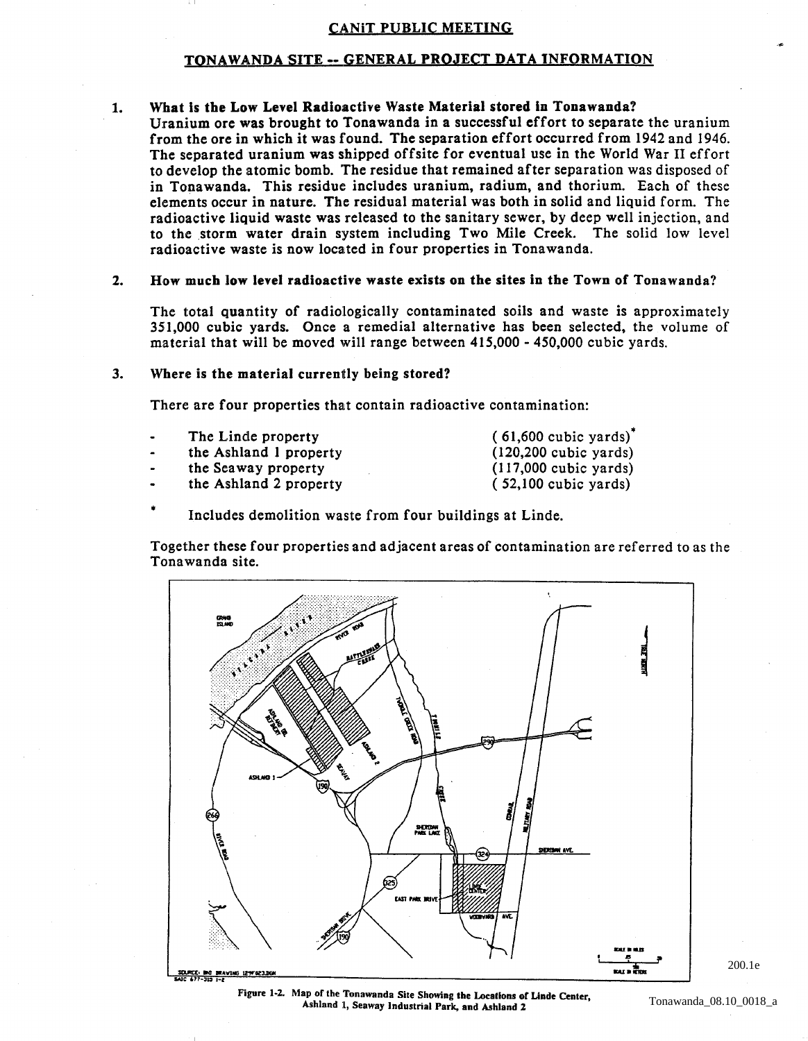## CANiT PUBLIC MEETING

## TONAWANDA SITE -- GENERAL PROJECT DATA INFORMATION

1. **What is the Low Level Radioactive Waste Material stored in Tonawanda?**
   Uranium ore was brought to Tonawanda in a successful effort to separate the uranium from the ore in which it was found. The separation effort occurred from 1942 and 1946. The separated uranium was shipped offsite for eventual use in the World War II effort to develop the atomic bomb. The residue that remained after separation was disposed of in Tonawanda. This residue includes uranium, radium, and thorium. Each of these elements occur in nature. The residual material was both in solid and liquid form. The radioactive liquid waste was released to the sanitary sewer, by deep well injection, and to the storm water drain system including Two Mile Creek. The solid low level radioactive waste is now located in four properties in Tonawanda.

2. **How much low level radioactive waste exists on the sites in the Town of Tonawanda?**

   The total quantity of radiologically contaminated soils and waste is approximately 351,000 cubic yards. Once a remedial alternative has been selected, the volume of material that will be moved will range between 415,000 - 450,000 cubic yards.

3. **Where is the material currently being stored?**

   There are four properties that contain radioactive contamination:

   - The Linde property (61,600 cubic yards)*
   - the Ashland 1 property (120,200 cubic yards)
   - the Seaway property (117,000 cubic yards)
   - the Ashland 2 property (52,100 cubic yards)

   \* Includes demolition waste from four buildings at Linde.

   Together these four properties and adjacent areas of contamination are referred to as the Tonawanda site.

Figure 1-2. Map of the Tonawanda Site Showing the Locations of Linde Center, Ashland 1, Seaway Industrial Park, and Ashland 2

200.1e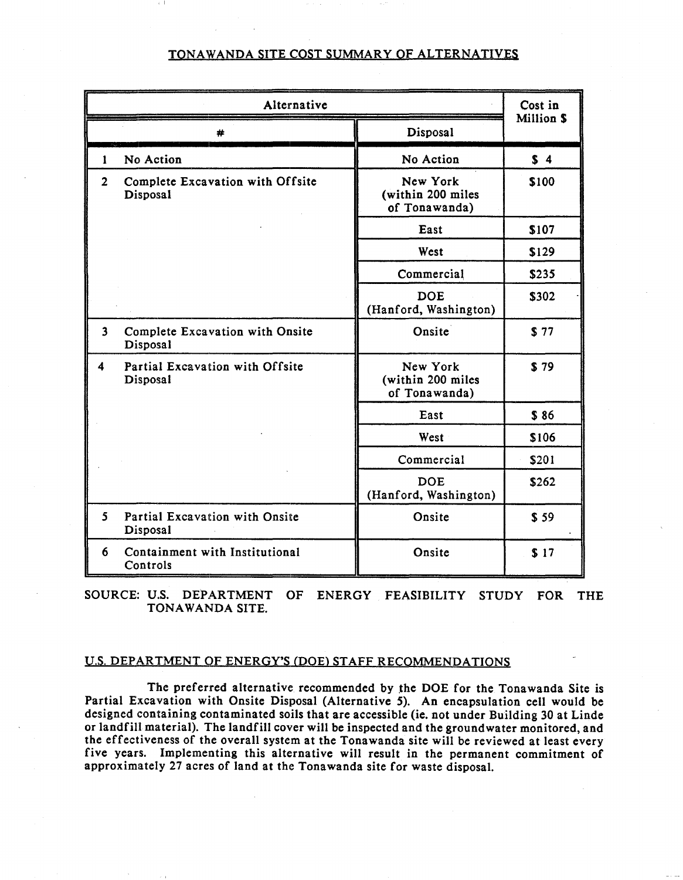## TONAWANDA SITE COST SUMMARY OF ALTERNATIVES

| Alternative | | Cost in Million $ |
|---|---|---|
| # | Disposal | |
| 1 No Action | No Action | $ 4 |
| 2 Complete Excavation with Offsite Disposal | New York (within 200 miles of Tonawanda) | $100 |
| | East | $107 |
| | West | $129 |
| | Commercial | $235 |
| | DOE (Hanford, Washington) | $302 |
| 3 Complete Excavation with Onsite Disposal | Onsite | $ 77 |
| 4 Partial Excavation with Offsite Disposal | New York (within 200 miles of Tonawanda) | $ 79 |
| | East | $ 86 |
| | West | $106 |
| | Commercial | $201 |
| | DOE (Hanford, Washington) | $262 |
| 5 Partial Excavation with Onsite Disposal | Onsite | $ 59 |
| 6 Containment with Institutional Controls | Onsite | $ 17 |

SOURCE: U.S. DEPARTMENT OF ENERGY FEASIBILITY STUDY FOR THE TONAWANDA SITE.

## U.S. DEPARTMENT OF ENERGY'S (DOE) STAFF RECOMMENDATIONS

The preferred alternative recommended by the DOE for the Tonawanda Site is Partial Excavation with Onsite Disposal (Alternative 5). An encapsulation cell would be designed containing contaminated soils that are accessible (ie. not under Building 30 at Linde or landfill material). The landfill cover will be inspected and the groundwater monitored, and the effectiveness of the overall system at the Tonawanda site will be reviewed at least every five years. Implementing this alternative will result in the permanent commitment of approximately 27 acres of land at the Tonawanda site for waste disposal.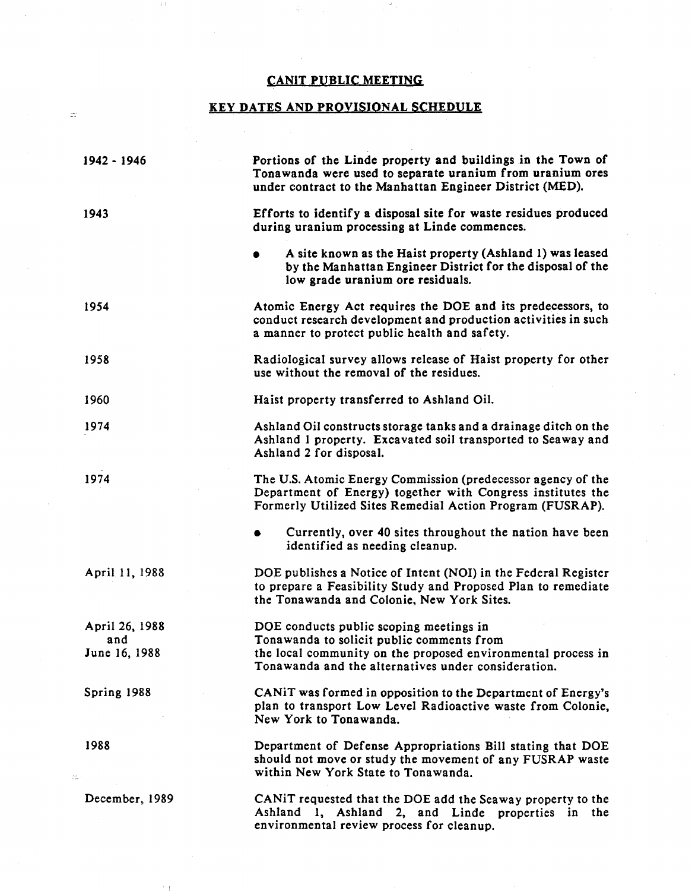## CANiT PUBLIC MEETING

## KEY DATES AND PROVISIONAL SCHEDULE

| | |
|---|---|
| 1942 - 1946 | Portions of the Linde property and buildings in the Town of Tonawanda were used to separate uranium from uranium ores under contract to the Manhattan Engineer District (MED). |
| 1943 | Efforts to identify a disposal site for waste residues produced during uranium processing at Linde commences.<br>• A site known as the Haist property (Ashland 1) was leased by the Manhattan Engineer District for the disposal of the low grade uranium ore residuals. |
| 1954 | Atomic Energy Act requires the DOE and its predecessors, to conduct research development and production activities in such a manner to protect public health and safety. |
| 1958 | Radiological survey allows release of Haist property for other use without the removal of the residues. |
| 1960 | Haist property transferred to Ashland Oil. |
| 1974 | Ashland Oil constructs storage tanks and a drainage ditch on the Ashland 1 property. Excavated soil transported to Seaway and Ashland 2 for disposal. |
| 1974 | The U.S. Atomic Energy Commission (predecessor agency of the Department of Energy) together with Congress institutes the Formerly Utilized Sites Remedial Action Program (FUSRAP).<br>• Currently, over 40 sites throughout the nation have been identified as needing cleanup. |
| April 11, 1988 | DOE publishes a Notice of Intent (NOI) in the Federal Register to prepare a Feasibility Study and Proposed Plan to remediate the Tonawanda and Colonie, New York Sites. |
| April 26, 1988 and June 16, 1988 | DOE conducts public scoping meetings in Tonawanda to solicit public comments from the local community on the proposed environmental process in Tonawanda and the alternatives under consideration. |
| Spring 1988 | CANiT was formed in opposition to the Department of Energy's plan to transport Low Level Radioactive waste from Colonie, New York to Tonawanda. |
| 1988 | Department of Defense Appropriations Bill stating that DOE should not move or study the movement of any FUSRAP waste within New York State to Tonawanda. |
| December, 1989 | CANiT requested that the DOE add the Seaway property to the Ashland 1, Ashland 2, and Linde properties in the environmental review process for cleanup. |